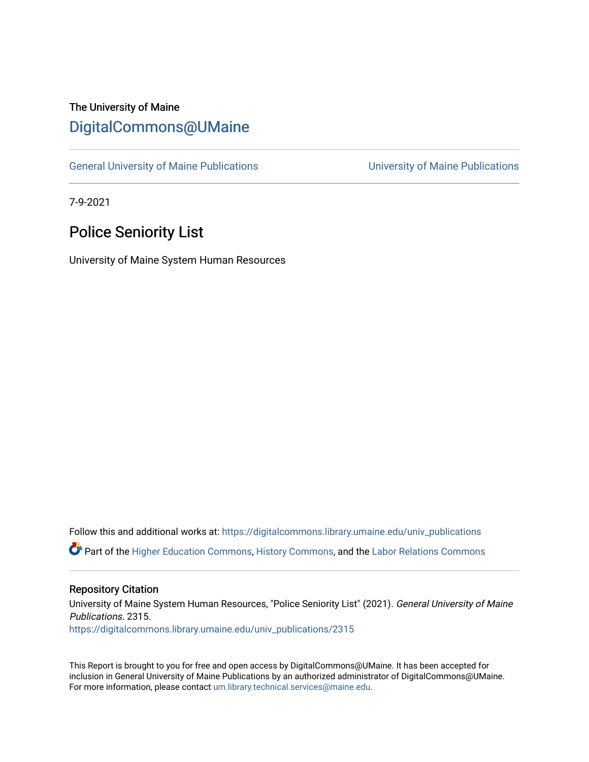The University of Maine

## DigitalCommons@UMaine

General University of Maine Publications | University of Maine Publications

7-9-2021

# Police Seniority List

University of Maine System Human Resources

Follow this and additional works at: https://digitalcommons.library.umaine.edu/univ_publications

Part of the Higher Education Commons, History Commons, and the Labor Relations Commons

### Repository Citation

University of Maine System Human Resources, "Police Seniority List" (2021). *General University of Maine Publications*. 2315.
https://digitalcommons.library.umaine.edu/univ_publications/2315

This Report is brought to you for free and open access by DigitalCommons@UMaine. It has been accepted for inclusion in General University of Maine Publications by an authorized administrator of DigitalCommons@UMaine. For more information, please contact um.library.technical.services@maine.edu.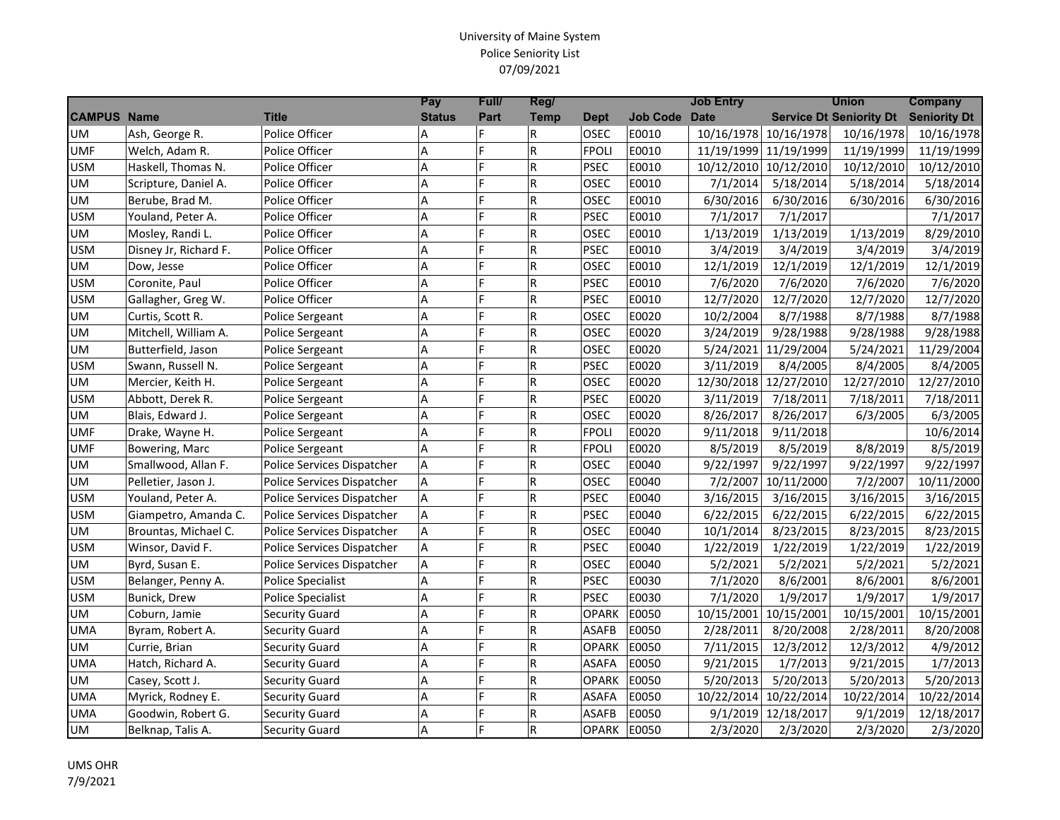University of Maine System
Police Seniority List
07/09/2021

| CAMPUS | Name | Title | Pay Status | Full/ Part | Reg/ Temp | Dept | Job Code | Job Entry Date | Service Dt | Union Seniority Dt | Company Seniority Dt |
|---|---|---|---|---|---|---|---|---|---|---|---|
| UM | Ash, George R. | Police Officer | A | F | R | OSEC | E0010 | 10/16/1978 | 10/16/1978 | 10/16/1978 | 10/16/1978 |
| UMF | Welch, Adam R. | Police Officer | A | F | R | FPOLI | E0010 | 11/19/1999 | 11/19/1999 | 11/19/1999 | 11/19/1999 |
| USM | Haskell, Thomas N. | Police Officer | A | F | R | PSEC | E0010 | 10/12/2010 | 10/12/2010 | 10/12/2010 | 10/12/2010 |
| UM | Scripture, Daniel A. | Police Officer | A | F | R | OSEC | E0010 | 7/1/2014 | 5/18/2014 | 5/18/2014 | 5/18/2014 |
| UM | Berube, Brad M. | Police Officer | A | F | R | OSEC | E0010 | 6/30/2016 | 6/30/2016 | 6/30/2016 | 6/30/2016 |
| USM | Youland, Peter A. | Police Officer | A | F | R | PSEC | E0010 | 7/1/2017 | 7/1/2017 | | 7/1/2017 |
| UM | Mosley, Randi L. | Police Officer | A | F | R | OSEC | E0010 | 1/13/2019 | 1/13/2019 | 1/13/2019 | 8/29/2010 |
| USM | Disney Jr, Richard F. | Police Officer | A | F | R | PSEC | E0010 | 3/4/2019 | 3/4/2019 | 3/4/2019 | 3/4/2019 |
| UM | Dow, Jesse | Police Officer | A | F | R | OSEC | E0010 | 12/1/2019 | 12/1/2019 | 12/1/2019 | 12/1/2019 |
| USM | Coronite, Paul | Police Officer | A | F | R | PSEC | E0010 | 7/6/2020 | 7/6/2020 | 7/6/2020 | 7/6/2020 |
| USM | Gallagher, Greg W. | Police Officer | A | F | R | PSEC | E0010 | 12/7/2020 | 12/7/2020 | 12/7/2020 | 12/7/2020 |
| UM | Curtis, Scott R. | Police Sergeant | A | F | R | OSEC | E0020 | 10/2/2004 | 8/7/1988 | 8/7/1988 | 8/7/1988 |
| UM | Mitchell, William A. | Police Sergeant | A | F | R | OSEC | E0020 | 3/24/2019 | 9/28/1988 | 9/28/1988 | 9/28/1988 |
| UM | Butterfield, Jason | Police Sergeant | A | F | R | OSEC | E0020 | 5/24/2021 | 11/29/2004 | 5/24/2021 | 11/29/2004 |
| USM | Swann, Russell N. | Police Sergeant | A | F | R | PSEC | E0020 | 3/11/2019 | 8/4/2005 | 8/4/2005 | 8/4/2005 |
| UM | Mercier, Keith H. | Police Sergeant | A | F | R | OSEC | E0020 | 12/30/2018 | 12/27/2010 | 12/27/2010 | 12/27/2010 |
| USM | Abbott, Derek R. | Police Sergeant | A | F | R | PSEC | E0020 | 3/11/2019 | 7/18/2011 | 7/18/2011 | 7/18/2011 |
| UM | Blais, Edward J. | Police Sergeant | A | F | R | OSEC | E0020 | 8/26/2017 | 8/26/2017 | 6/3/2005 | 6/3/2005 |
| UMF | Drake, Wayne H. | Police Sergeant | A | F | R | FPOLI | E0020 | 9/11/2018 | 9/11/2018 | | 10/6/2014 |
| UMF | Bowering, Marc | Police Sergeant | A | F | R | FPOLI | E0020 | 8/5/2019 | 8/5/2019 | 8/8/2019 | 8/5/2019 |
| UM | Smallwood, Allan F. | Police Services Dispatcher | A | F | R | OSEC | E0040 | 9/22/1997 | 9/22/1997 | 9/22/1997 | 9/22/1997 |
| UM | Pelletier, Jason J. | Police Services Dispatcher | A | F | R | OSEC | E0040 | 7/2/2007 | 10/11/2000 | 7/2/2007 | 10/11/2000 |
| USM | Youland, Peter A. | Police Services Dispatcher | A | F | R | PSEC | E0040 | 3/16/2015 | 3/16/2015 | 3/16/2015 | 3/16/2015 |
| USM | Giampetro, Amanda C. | Police Services Dispatcher | A | F | R | PSEC | E0040 | 6/22/2015 | 6/22/2015 | 6/22/2015 | 6/22/2015 |
| UM | Brountas, Michael C. | Police Services Dispatcher | A | F | R | OSEC | E0040 | 10/1/2014 | 8/23/2015 | 8/23/2015 | 8/23/2015 |
| USM | Winsor, David F. | Police Services Dispatcher | A | F | R | PSEC | E0040 | 1/22/2019 | 1/22/2019 | 1/22/2019 | 1/22/2019 |
| UM | Byrd, Susan E. | Police Services Dispatcher | A | F | R | OSEC | E0040 | 5/2/2021 | 5/2/2021 | 5/2/2021 | 5/2/2021 |
| USM | Belanger, Penny A. | Police Specialist | A | F | R | PSEC | E0030 | 7/1/2020 | 8/6/2001 | 8/6/2001 | 8/6/2001 |
| USM | Bunick, Drew | Police Specialist | A | F | R | PSEC | E0030 | 7/1/2020 | 1/9/2017 | 1/9/2017 | 1/9/2017 |
| UM | Coburn, Jamie | Security Guard | A | F | R | OPARK | E0050 | 10/15/2001 | 10/15/2001 | 10/15/2001 | 10/15/2001 |
| UMA | Byram, Robert A. | Security Guard | A | F | R | ASAFB | E0050 | 2/28/2011 | 8/20/2008 | 2/28/2011 | 8/20/2008 |
| UM | Currie, Brian | Security Guard | A | F | R | OPARK | E0050 | 7/11/2015 | 12/3/2012 | 12/3/2012 | 4/9/2012 |
| UMA | Hatch, Richard A. | Security Guard | A | F | R | ASAFA | E0050 | 9/21/2015 | 1/7/2013 | 9/21/2015 | 1/7/2013 |
| UM | Casey, Scott J. | Security Guard | A | F | R | OPARK | E0050 | 5/20/2013 | 5/20/2013 | 5/20/2013 | 5/20/2013 |
| UMA | Myrick, Rodney E. | Security Guard | A | F | R | ASAFA | E0050 | 10/22/2014 | 10/22/2014 | 10/22/2014 | 10/22/2014 |
| UMA | Goodwin, Robert G. | Security Guard | A | F | R | ASAFB | E0050 | 9/1/2019 | 12/18/2017 | 9/1/2019 | 12/18/2017 |
| UM | Belknap, Talis A. | Security Guard | A | F | R | OPARK | E0050 | 2/3/2020 | 2/3/2020 | 2/3/2020 | 2/3/2020 |

UMS OHR
7/9/2021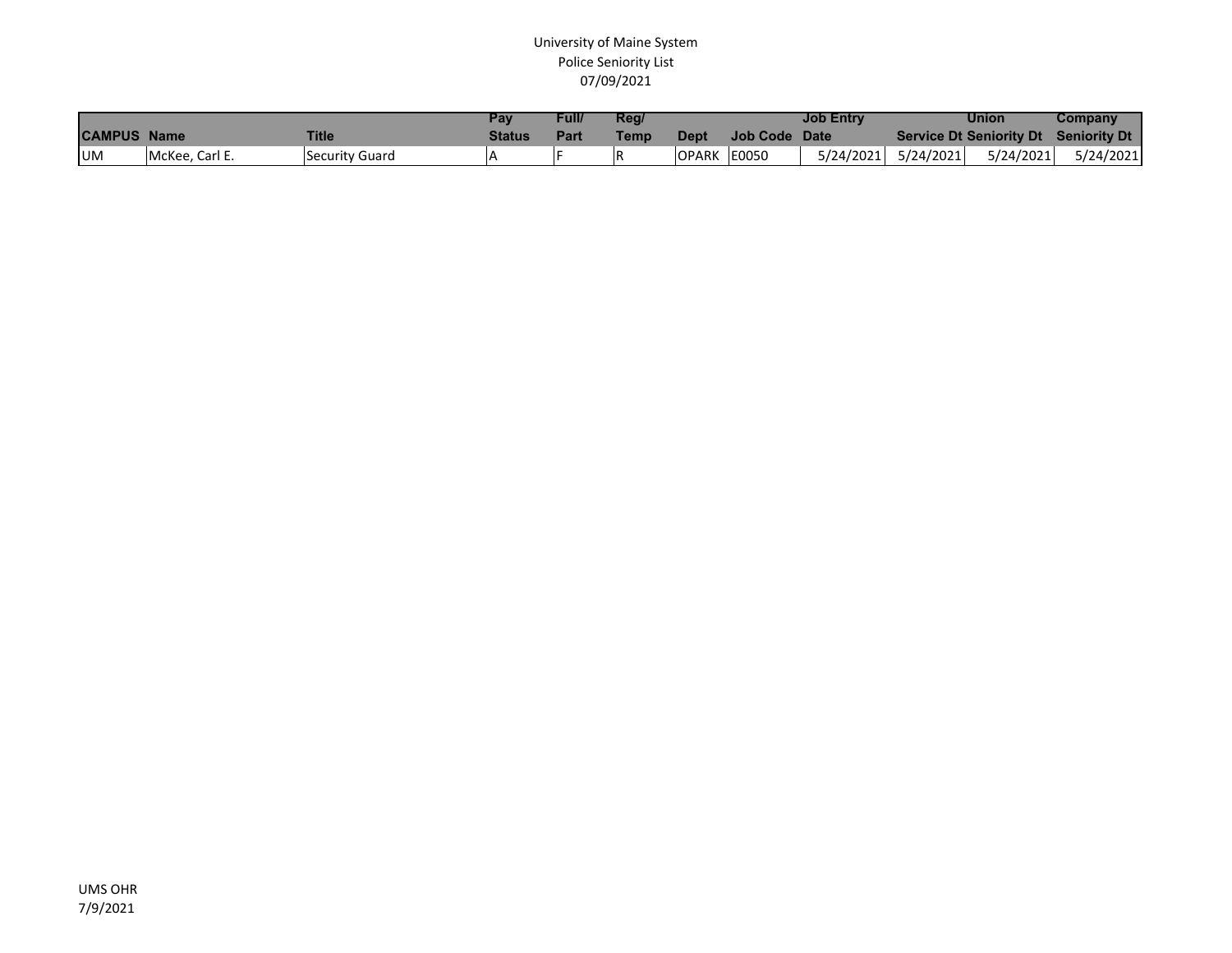University of Maine System
Police Seniority List
07/09/2021

| CAMPUS | Name | Title | Pay Status | Full/ Part | Reg/ Temp | Dept | Job Code | Job Entry Date | Service Dt | Union Seniority Dt | Company Seniority Dt |
|---|---|---|---|---|---|---|---|---|---|---|---|
| UM | McKee, Carl E. | Security Guard | A | F | R | OPARK | E0050 | 5/24/2021 | 5/24/2021 | 5/24/2021 | 5/24/2021 |

UMS OHR
7/9/2021